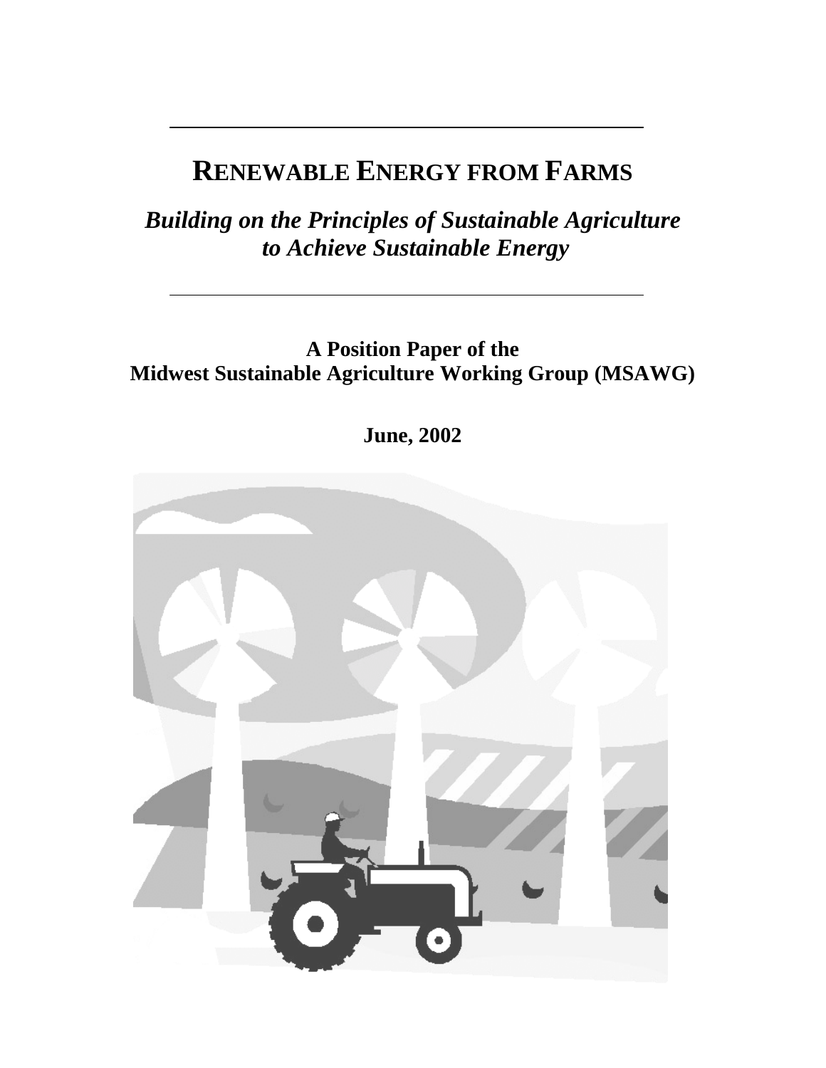# RENEWABLE ENERGY FROM FARMS

## *Building on the Principles of Sustainable Agriculture to Achieve Sustainable Energy*

**A Position Paper of the**
**Midwest Sustainable Agriculture Working Group (MSAWG)**

**June, 2002**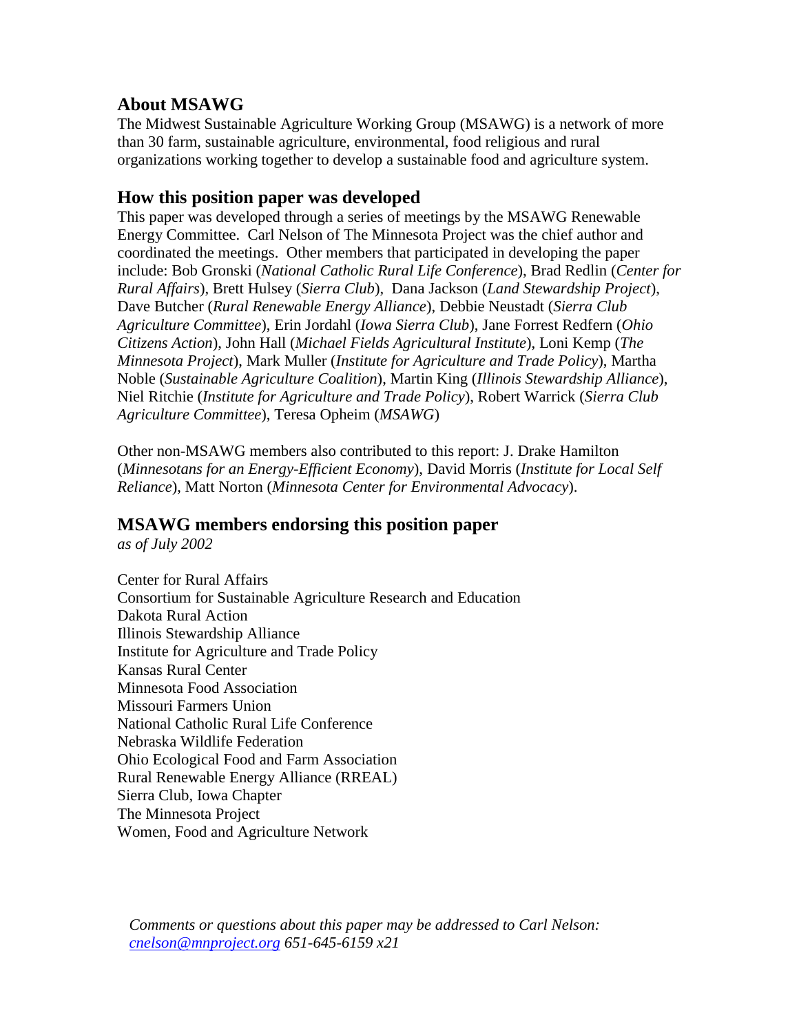## About MSAWG

The Midwest Sustainable Agriculture Working Group (MSAWG) is a network of more than 30 farm, sustainable agriculture, environmental, food religious and rural organizations working together to develop a sustainable food and agriculture system.

## How this position paper was developed

This paper was developed through a series of meetings by the MSAWG Renewable Energy Committee. Carl Nelson of The Minnesota Project was the chief author and coordinated the meetings. Other members that participated in developing the paper include: Bob Gronski (*National Catholic Rural Life Conference*), Brad Redlin (*Center for Rural Affairs*), Brett Hulsey (*Sierra Club*), Dana Jackson (*Land Stewardship Project*), Dave Butcher (*Rural Renewable Energy Alliance*), Debbie Neustadt (*Sierra Club Agriculture Committee*), Erin Jordahl (*Iowa Sierra Club*), Jane Forrest Redfern (*Ohio Citizens Action*), John Hall (*Michael Fields Agricultural Institute*), Loni Kemp (*The Minnesota Project*), Mark Muller (*Institute for Agriculture and Trade Policy*), Martha Noble (*Sustainable Agriculture Coalition*), Martin King (*Illinois Stewardship Alliance*), Niel Ritchie (*Institute for Agriculture and Trade Policy*), Robert Warrick (*Sierra Club Agriculture Committee*), Teresa Opheim (*MSAWG*)

Other non-MSAWG members also contributed to this report: J. Drake Hamilton (*Minnesotans for an Energy-Efficient Economy*), David Morris (*Institute for Local Self Reliance*), Matt Norton (*Minnesota Center for Environmental Advocacy*).

## MSAWG members endorsing this position paper

*as of July 2002*

Center for Rural Affairs
Consortium for Sustainable Agriculture Research and Education
Dakota Rural Action
Illinois Stewardship Alliance
Institute for Agriculture and Trade Policy
Kansas Rural Center
Minnesota Food Association
Missouri Farmers Union
National Catholic Rural Life Conference
Nebraska Wildlife Federation
Ohio Ecological Food and Farm Association
Rural Renewable Energy Alliance (RREAL)
Sierra Club, Iowa Chapter
The Minnesota Project
Women, Food and Agriculture Network

*Comments or questions about this paper may be addressed to Carl Nelson: cnelson@mnproject.org 651-645-6159 x21*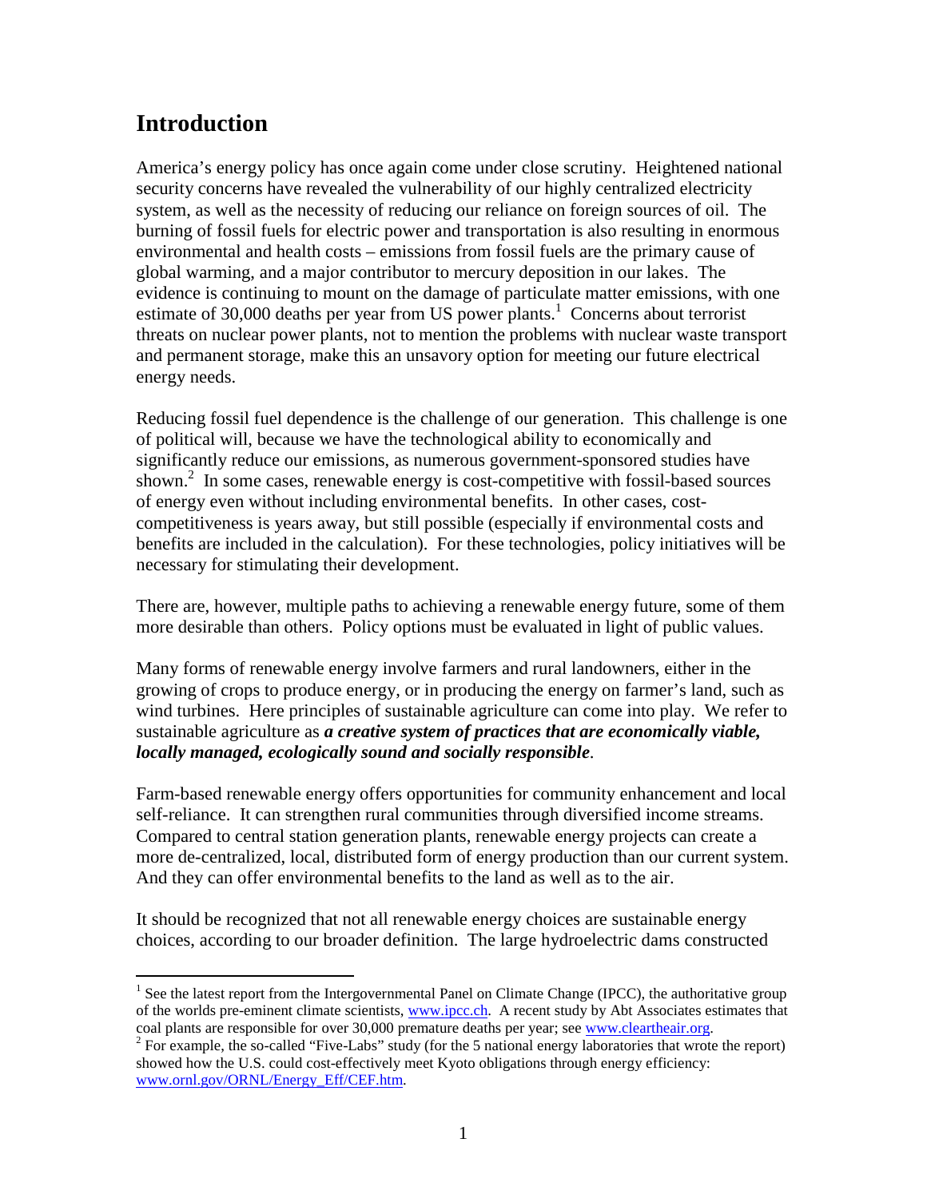# Introduction

America's energy policy has once again come under close scrutiny. Heightened national security concerns have revealed the vulnerability of our highly centralized electricity system, as well as the necessity of reducing our reliance on foreign sources of oil. The burning of fossil fuels for electric power and transportation is also resulting in enormous environmental and health costs – emissions from fossil fuels are the primary cause of global warming, and a major contributor to mercury deposition in our lakes. The evidence is continuing to mount on the damage of particulate matter emissions, with one estimate of 30,000 deaths per year from US power plants.[1] Concerns about terrorist threats on nuclear power plants, not to mention the problems with nuclear waste transport and permanent storage, make this an unsavory option for meeting our future electrical energy needs.

Reducing fossil fuel dependence is the challenge of our generation. This challenge is one of political will, because we have the technological ability to economically and significantly reduce our emissions, as numerous government-sponsored studies have shown.[2] In some cases, renewable energy is cost-competitive with fossil-based sources of energy even without including environmental benefits. In other cases, cost-competitiveness is years away, but still possible (especially if environmental costs and benefits are included in the calculation). For these technologies, policy initiatives will be necessary for stimulating their development.

There are, however, multiple paths to achieving a renewable energy future, some of them more desirable than others. Policy options must be evaluated in light of public values.

Many forms of renewable energy involve farmers and rural landowners, either in the growing of crops to produce energy, or in producing the energy on farmer's land, such as wind turbines. Here principles of sustainable agriculture can come into play. We refer to sustainable agriculture as ***a creative system of practices that are economically viable, locally managed, ecologically sound and socially responsible***.

Farm-based renewable energy offers opportunities for community enhancement and local self-reliance. It can strengthen rural communities through diversified income streams. Compared to central station generation plants, renewable energy projects can create a more de-centralized, local, distributed form of energy production than our current system. And they can offer environmental benefits to the land as well as to the air.

It should be recognized that not all renewable energy choices are sustainable energy choices, according to our broader definition. The large hydroelectric dams constructed

---

[1] See the latest report from the Intergovernmental Panel on Climate Change (IPCC), the authoritative group of the worlds pre-eminent climate scientists, www.ipcc.ch. A recent study by Abt Associates estimates that coal plants are responsible for over 30,000 premature deaths per year; see www.cleartheair.org.

[2] For example, the so-called "Five-Labs" study (for the 5 national energy laboratories that wrote the report) showed how the U.S. could cost-effectively meet Kyoto obligations through energy efficiency: www.ornl.gov/ORNL/Energy_Eff/CEF.htm.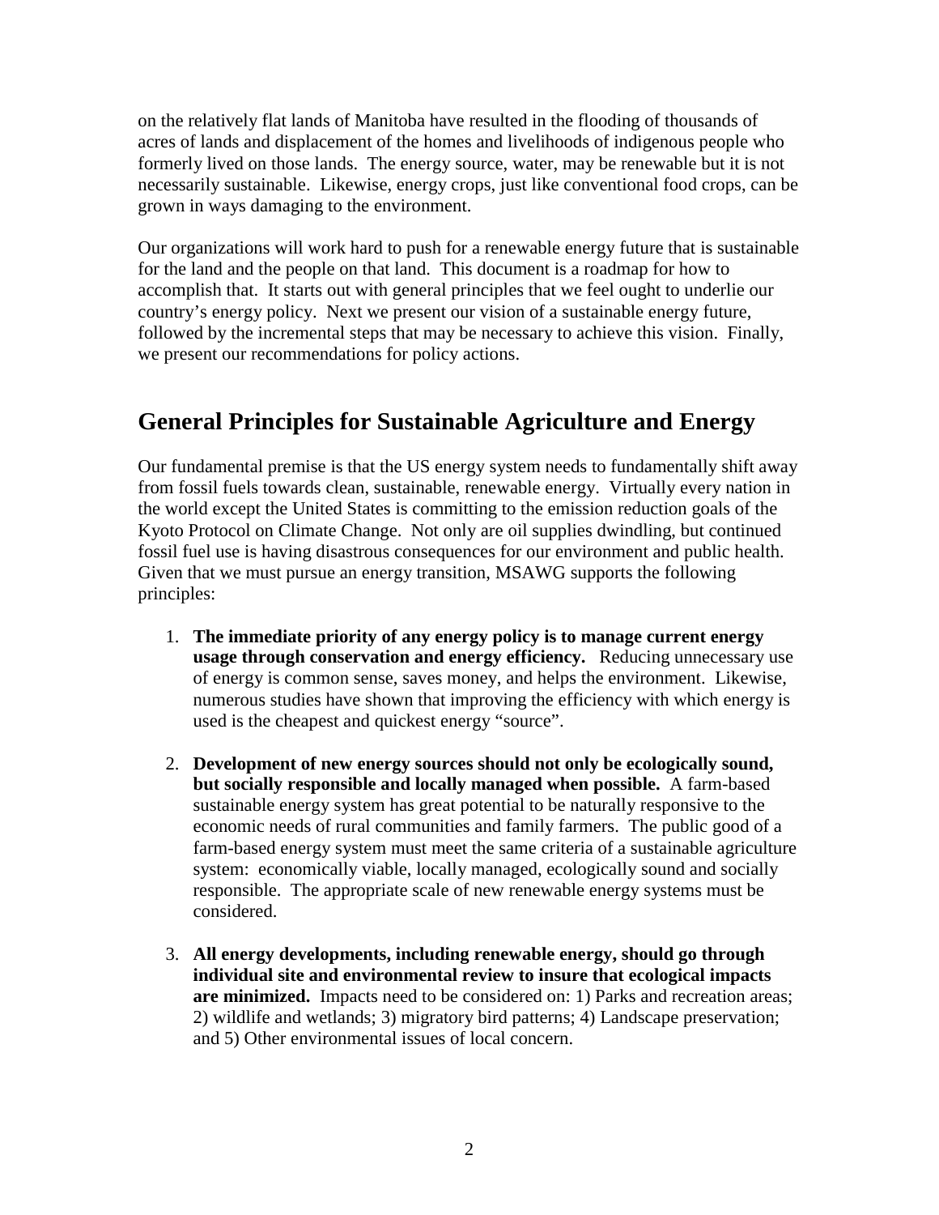on the relatively flat lands of Manitoba have resulted in the flooding of thousands of acres of lands and displacement of the homes and livelihoods of indigenous people who formerly lived on those lands. The energy source, water, may be renewable but it is not necessarily sustainable. Likewise, energy crops, just like conventional food crops, can be grown in ways damaging to the environment.

Our organizations will work hard to push for a renewable energy future that is sustainable for the land and the people on that land. This document is a roadmap for how to accomplish that. It starts out with general principles that we feel ought to underlie our country's energy policy. Next we present our vision of a sustainable energy future, followed by the incremental steps that may be necessary to achieve this vision. Finally, we present our recommendations for policy actions.

## General Principles for Sustainable Agriculture and Energy

Our fundamental premise is that the US energy system needs to fundamentally shift away from fossil fuels towards clean, sustainable, renewable energy. Virtually every nation in the world except the United States is committing to the emission reduction goals of the Kyoto Protocol on Climate Change. Not only are oil supplies dwindling, but continued fossil fuel use is having disastrous consequences for our environment and public health. Given that we must pursue an energy transition, MSAWG supports the following principles:

1. **The immediate priority of any energy policy is to manage current energy usage through conservation and energy efficiency.** Reducing unnecessary use of energy is common sense, saves money, and helps the environment. Likewise, numerous studies have shown that improving the efficiency with which energy is used is the cheapest and quickest energy "source".

2. **Development of new energy sources should not only be ecologically sound, but socially responsible and locally managed when possible.** A farm-based sustainable energy system has great potential to be naturally responsive to the economic needs of rural communities and family farmers. The public good of a farm-based energy system must meet the same criteria of a sustainable agriculture system: economically viable, locally managed, ecologically sound and socially responsible. The appropriate scale of new renewable energy systems must be considered.

3. **All energy developments, including renewable energy, should go through individual site and environmental review to insure that ecological impacts are minimized.** Impacts need to be considered on: 1) Parks and recreation areas; 2) wildlife and wetlands; 3) migratory bird patterns; 4) Landscape preservation; and 5) Other environmental issues of local concern.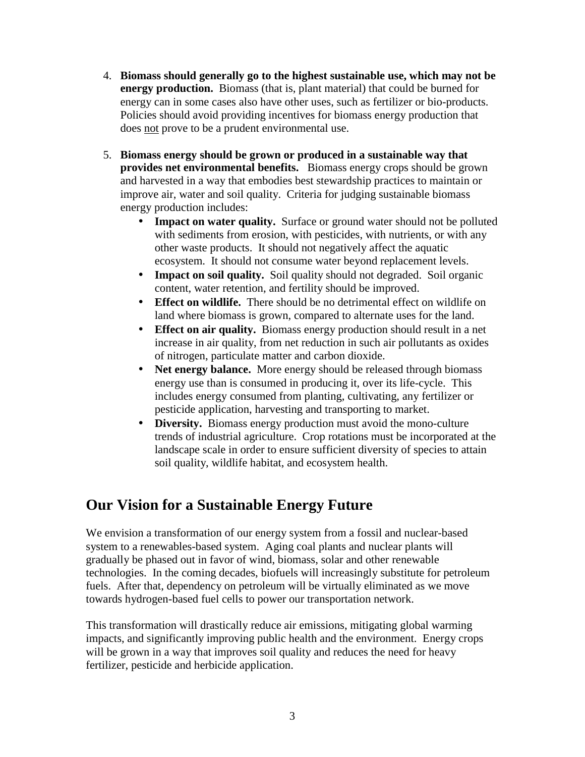4. **Biomass should generally go to the highest sustainable use, which may not be energy production.** Biomass (that is, plant material) that could be burned for energy can in some cases also have other uses, such as fertilizer or bio-products. Policies should avoid providing incentives for biomass energy production that does not prove to be a prudent environmental use.

5. **Biomass energy should be grown or produced in a sustainable way that provides net environmental benefits.** Biomass energy crops should be grown and harvested in a way that embodies best stewardship practices to maintain or improve air, water and soil quality. Criteria for judging sustainable biomass energy production includes:
   - **Impact on water quality.** Surface or ground water should not be polluted with sediments from erosion, with pesticides, with nutrients, or with any other waste products. It should not negatively affect the aquatic ecosystem. It should not consume water beyond replacement levels.
   - **Impact on soil quality.** Soil quality should not degraded. Soil organic content, water retention, and fertility should be improved.
   - **Effect on wildlife.** There should be no detrimental effect on wildlife on land where biomass is grown, compared to alternate uses for the land.
   - **Effect on air quality.** Biomass energy production should result in a net increase in air quality, from net reduction in such air pollutants as oxides of nitrogen, particulate matter and carbon dioxide.
   - **Net energy balance.** More energy should be released through biomass energy use than is consumed in producing it, over its life-cycle. This includes energy consumed from planting, cultivating, any fertilizer or pesticide application, harvesting and transporting to market.
   - **Diversity.** Biomass energy production must avoid the mono-culture trends of industrial agriculture. Crop rotations must be incorporated at the landscape scale in order to ensure sufficient diversity of species to attain soil quality, wildlife habitat, and ecosystem health.

## Our Vision for a Sustainable Energy Future

We envision a transformation of our energy system from a fossil and nuclear-based system to a renewables-based system. Aging coal plants and nuclear plants will gradually be phased out in favor of wind, biomass, solar and other renewable technologies. In the coming decades, biofuels will increasingly substitute for petroleum fuels. After that, dependency on petroleum will be virtually eliminated as we move towards hydrogen-based fuel cells to power our transportation network.

This transformation will drastically reduce air emissions, mitigating global warming impacts, and significantly improving public health and the environment. Energy crops will be grown in a way that improves soil quality and reduces the need for heavy fertilizer, pesticide and herbicide application.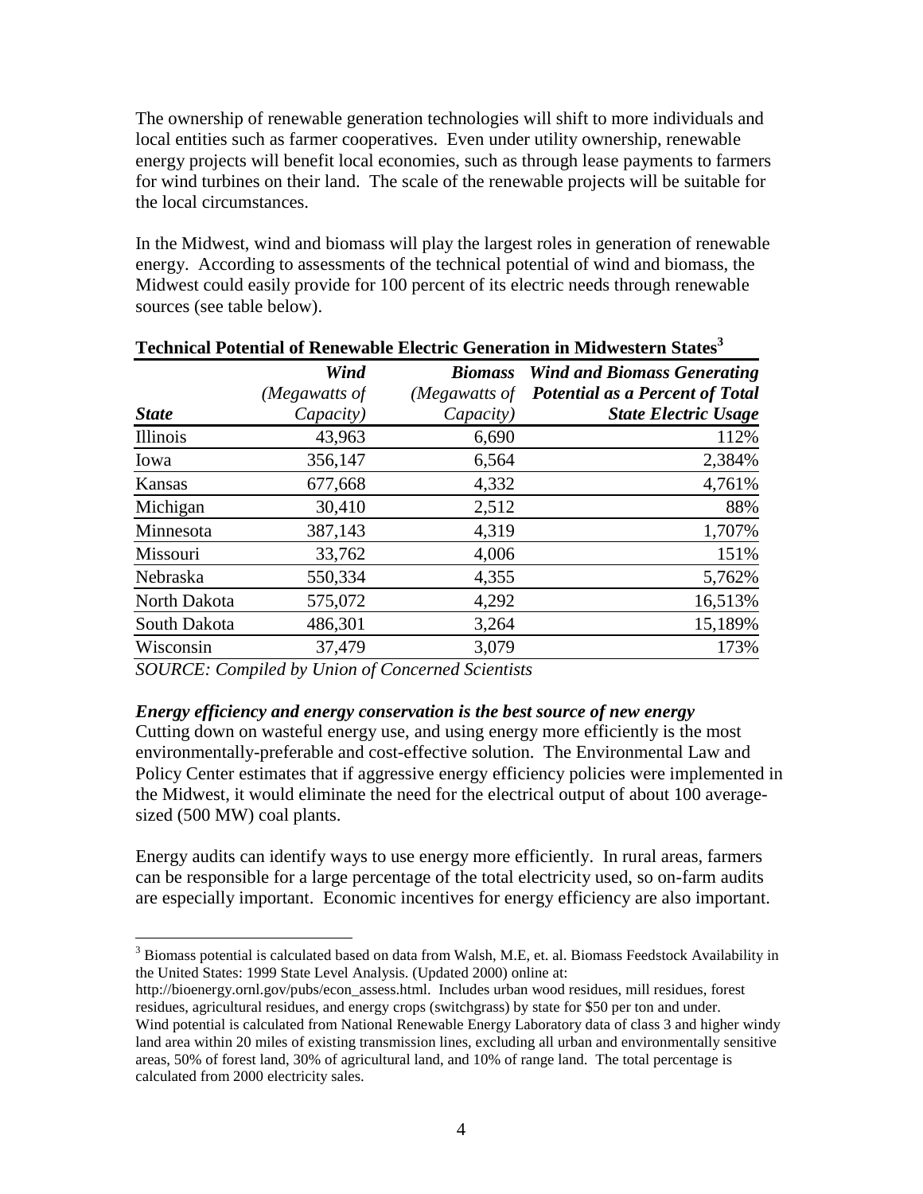The ownership of renewable generation technologies will shift to more individuals and local entities such as farmer cooperatives. Even under utility ownership, renewable energy projects will benefit local economies, such as through lease payments to farmers for wind turbines on their land. The scale of the renewable projects will be suitable for the local circumstances.

In the Midwest, wind and biomass will play the largest roles in generation of renewable energy. According to assessments of the technical potential of wind and biomass, the Midwest could easily provide for 100 percent of its electric needs through renewable sources (see table below).

**Technical Potential of Renewable Electric Generation in Midwestern States**[3]

| *State* | *Wind (Megawatts of Capacity)* | *Biomass (Megawatts of Capacity)* | *Wind and Biomass Generating Potential as a Percent of Total State Electric Usage* |
|---|---|---|---|
| Illinois | 43,963 | 6,690 | 112% |
| Iowa | 356,147 | 6,564 | 2,384% |
| Kansas | 677,668 | 4,332 | 4,761% |
| Michigan | 30,410 | 2,512 | 88% |
| Minnesota | 387,143 | 4,319 | 1,707% |
| Missouri | 33,762 | 4,006 | 151% |
| Nebraska | 550,334 | 4,355 | 5,762% |
| North Dakota | 575,072 | 4,292 | 16,513% |
| South Dakota | 486,301 | 3,264 | 15,189% |
| Wisconsin | 37,479 | 3,079 | 173% |

*SOURCE: Compiled by Union of Concerned Scientists*

***Energy efficiency and energy conservation is the best source of new energy***

Cutting down on wasteful energy use, and using energy more efficiently is the most environmentally-preferable and cost-effective solution. The Environmental Law and Policy Center estimates that if aggressive energy efficiency policies were implemented in the Midwest, it would eliminate the need for the electrical output of about 100 average-sized (500 MW) coal plants.

Energy audits can identify ways to use energy more efficiently. In rural areas, farmers can be responsible for a large percentage of the total electricity used, so on-farm audits are especially important. Economic incentives for energy efficiency are also important.

---

[3] Biomass potential is calculated based on data from Walsh, M.E, et. al. Biomass Feedstock Availability in the United States: 1999 State Level Analysis. (Updated 2000) online at: http://bioenergy.ornl.gov/pubs/econ_assess.html. Includes urban wood residues, mill residues, forest residues, agricultural residues, and energy crops (switchgrass) by state for $50 per ton and under. Wind potential is calculated from National Renewable Energy Laboratory data of class 3 and higher windy land area within 20 miles of existing transmission lines, excluding all urban and environmentally sensitive areas, 50% of forest land, 30% of agricultural land, and 10% of range land. The total percentage is calculated from 2000 electricity sales.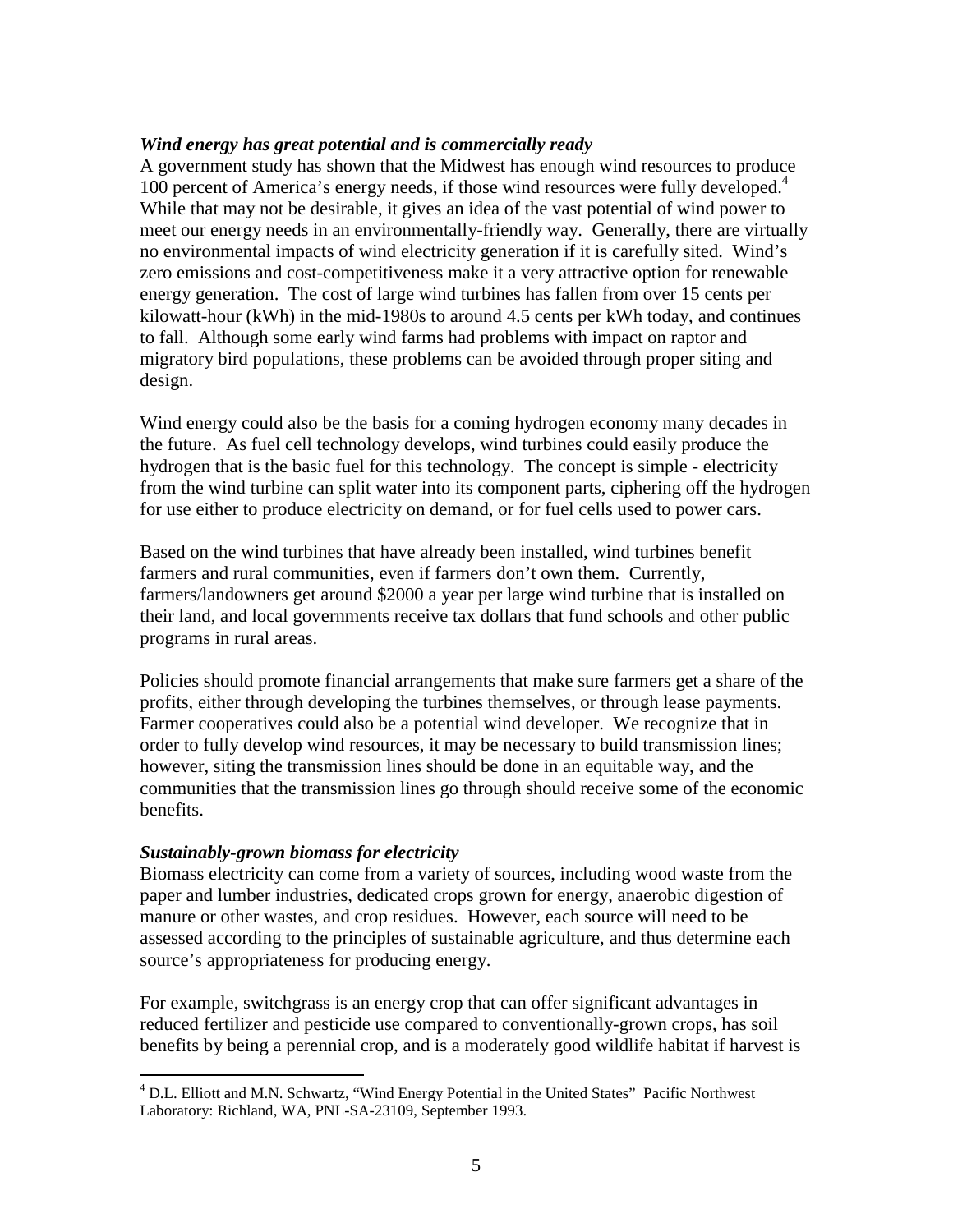***Wind energy has great potential and is commercially ready***

A government study has shown that the Midwest has enough wind resources to produce 100 percent of America's energy needs, if those wind resources were fully developed.[4] While that may not be desirable, it gives an idea of the vast potential of wind power to meet our energy needs in an environmentally-friendly way. Generally, there are virtually no environmental impacts of wind electricity generation if it is carefully sited. Wind's zero emissions and cost-competitiveness make it a very attractive option for renewable energy generation. The cost of large wind turbines has fallen from over 15 cents per kilowatt-hour (kWh) in the mid-1980s to around 4.5 cents per kWh today, and continues to fall. Although some early wind farms had problems with impact on raptor and migratory bird populations, these problems can be avoided through proper siting and design.

Wind energy could also be the basis for a coming hydrogen economy many decades in the future. As fuel cell technology develops, wind turbines could easily produce the hydrogen that is the basic fuel for this technology. The concept is simple - electricity from the wind turbine can split water into its component parts, ciphering off the hydrogen for use either to produce electricity on demand, or for fuel cells used to power cars.

Based on the wind turbines that have already been installed, wind turbines benefit farmers and rural communities, even if farmers don't own them. Currently, farmers/landowners get around $2000 a year per large wind turbine that is installed on their land, and local governments receive tax dollars that fund schools and other public programs in rural areas.

Policies should promote financial arrangements that make sure farmers get a share of the profits, either through developing the turbines themselves, or through lease payments. Farmer cooperatives could also be a potential wind developer. We recognize that in order to fully develop wind resources, it may be necessary to build transmission lines; however, siting the transmission lines should be done in an equitable way, and the communities that the transmission lines go through should receive some of the economic benefits.

***Sustainably-grown biomass for electricity***

Biomass electricity can come from a variety of sources, including wood waste from the paper and lumber industries, dedicated crops grown for energy, anaerobic digestion of manure or other wastes, and crop residues. However, each source will need to be assessed according to the principles of sustainable agriculture, and thus determine each source's appropriateness for producing energy.

For example, switchgrass is an energy crop that can offer significant advantages in reduced fertilizer and pesticide use compared to conventionally-grown crops, has soil benefits by being a perennial crop, and is a moderately good wildlife habitat if harvest is

[4] D.L. Elliott and M.N. Schwartz, "Wind Energy Potential in the United States" Pacific Northwest Laboratory: Richland, WA, PNL-SA-23109, September 1993.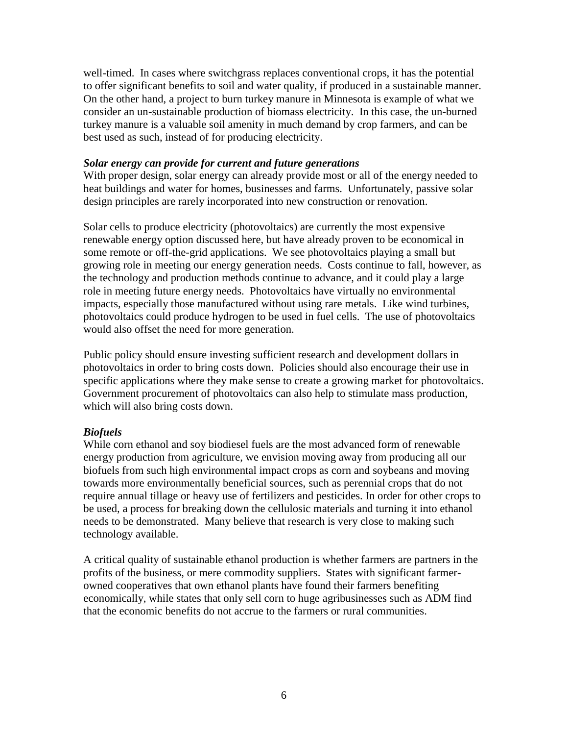well-timed. In cases where switchgrass replaces conventional crops, it has the potential to offer significant benefits to soil and water quality, if produced in a sustainable manner. On the other hand, a project to burn turkey manure in Minnesota is example of what we consider an un-sustainable production of biomass electricity. In this case, the un-burned turkey manure is a valuable soil amenity in much demand by crop farmers, and can be best used as such, instead of for producing electricity.

***Solar energy can provide for current and future generations***

With proper design, solar energy can already provide most or all of the energy needed to heat buildings and water for homes, businesses and farms. Unfortunately, passive solar design principles are rarely incorporated into new construction or renovation.

Solar cells to produce electricity (photovoltaics) are currently the most expensive renewable energy option discussed here, but have already proven to be economical in some remote or off-the-grid applications. We see photovoltaics playing a small but growing role in meeting our energy generation needs. Costs continue to fall, however, as the technology and production methods continue to advance, and it could play a large role in meeting future energy needs. Photovoltaics have virtually no environmental impacts, especially those manufactured without using rare metals. Like wind turbines, photovoltaics could produce hydrogen to be used in fuel cells. The use of photovoltaics would also offset the need for more generation.

Public policy should ensure investing sufficient research and development dollars in photovoltaics in order to bring costs down. Policies should also encourage their use in specific applications where they make sense to create a growing market for photovoltaics. Government procurement of photovoltaics can also help to stimulate mass production, which will also bring costs down.

***Biofuels***

While corn ethanol and soy biodiesel fuels are the most advanced form of renewable energy production from agriculture, we envision moving away from producing all our biofuels from such high environmental impact crops as corn and soybeans and moving towards more environmentally beneficial sources, such as perennial crops that do not require annual tillage or heavy use of fertilizers and pesticides. In order for other crops to be used, a process for breaking down the cellulosic materials and turning it into ethanol needs to be demonstrated. Many believe that research is very close to making such technology available.

A critical quality of sustainable ethanol production is whether farmers are partners in the profits of the business, or mere commodity suppliers. States with significant farmer-owned cooperatives that own ethanol plants have found their farmers benefiting economically, while states that only sell corn to huge agribusinesses such as ADM find that the economic benefits do not accrue to the farmers or rural communities.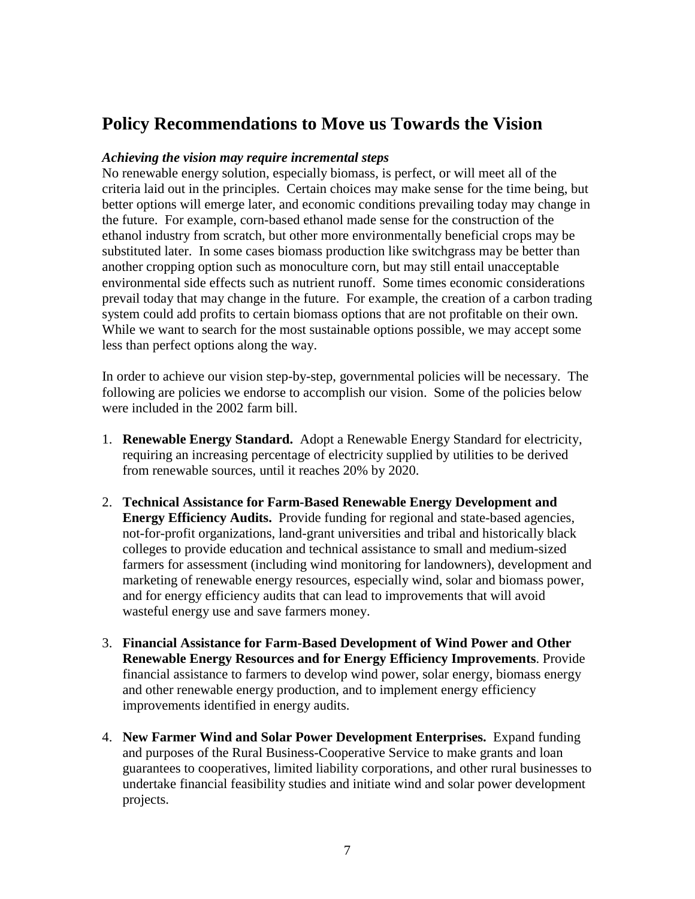## Policy Recommendations to Move us Towards the Vision

***Achieving the vision may require incremental steps***

No renewable energy solution, especially biomass, is perfect, or will meet all of the criteria laid out in the principles. Certain choices may make sense for the time being, but better options will emerge later, and economic conditions prevailing today may change in the future. For example, corn-based ethanol made sense for the construction of the ethanol industry from scratch, but other more environmentally beneficial crops may be substituted later. In some cases biomass production like switchgrass may be better than another cropping option such as monoculture corn, but may still entail unacceptable environmental side effects such as nutrient runoff. Some times economic considerations prevail today that may change in the future. For example, the creation of a carbon trading system could add profits to certain biomass options that are not profitable on their own. While we want to search for the most sustainable options possible, we may accept some less than perfect options along the way.

In order to achieve our vision step-by-step, governmental policies will be necessary. The following are policies we endorse to accomplish our vision. Some of the policies below were included in the 2002 farm bill.

1. **Renewable Energy Standard.** Adopt a Renewable Energy Standard for electricity, requiring an increasing percentage of electricity supplied by utilities to be derived from renewable sources, until it reaches 20% by 2020.

2. **Technical Assistance for Farm-Based Renewable Energy Development and Energy Efficiency Audits.** Provide funding for regional and state-based agencies, not-for-profit organizations, land-grant universities and tribal and historically black colleges to provide education and technical assistance to small and medium-sized farmers for assessment (including wind monitoring for landowners), development and marketing of renewable energy resources, especially wind, solar and biomass power, and for energy efficiency audits that can lead to improvements that will avoid wasteful energy use and save farmers money.

3. **Financial Assistance for Farm-Based Development of Wind Power and Other Renewable Energy Resources and for Energy Efficiency Improvements**. Provide financial assistance to farmers to develop wind power, solar energy, biomass energy and other renewable energy production, and to implement energy efficiency improvements identified in energy audits.

4. **New Farmer Wind and Solar Power Development Enterprises.** Expand funding and purposes of the Rural Business-Cooperative Service to make grants and loan guarantees to cooperatives, limited liability corporations, and other rural businesses to undertake financial feasibility studies and initiate wind and solar power development projects.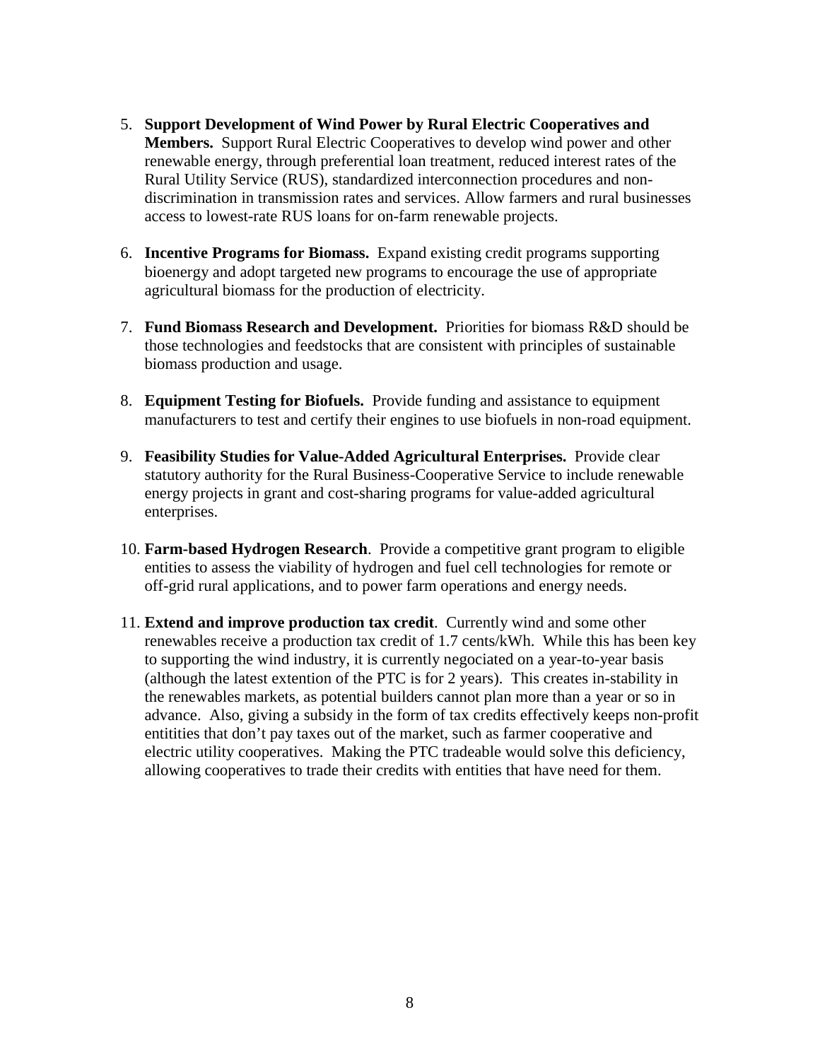5. **Support Development of Wind Power by Rural Electric Cooperatives and Members.** Support Rural Electric Cooperatives to develop wind power and other renewable energy, through preferential loan treatment, reduced interest rates of the Rural Utility Service (RUS), standardized interconnection procedures and non-discrimination in transmission rates and services. Allow farmers and rural businesses access to lowest-rate RUS loans for on-farm renewable projects.

6. **Incentive Programs for Biomass.** Expand existing credit programs supporting bioenergy and adopt targeted new programs to encourage the use of appropriate agricultural biomass for the production of electricity.

7. **Fund Biomass Research and Development.** Priorities for biomass R&D should be those technologies and feedstocks that are consistent with principles of sustainable biomass production and usage.

8. **Equipment Testing for Biofuels.** Provide funding and assistance to equipment manufacturers to test and certify their engines to use biofuels in non-road equipment.

9. **Feasibility Studies for Value-Added Agricultural Enterprises.** Provide clear statutory authority for the Rural Business-Cooperative Service to include renewable energy projects in grant and cost-sharing programs for value-added agricultural enterprises.

10. **Farm-based Hydrogen Research**. Provide a competitive grant program to eligible entities to assess the viability of hydrogen and fuel cell technologies for remote or off-grid rural applications, and to power farm operations and energy needs.

11. **Extend and improve production tax credit**. Currently wind and some other renewables receive a production tax credit of 1.7 cents/kWh. While this has been key to supporting the wind industry, it is currently negociated on a year-to-year basis (although the latest extention of the PTC is for 2 years). This creates in-stability in the renewables markets, as potential builders cannot plan more than a year or so in advance. Also, giving a subsidy in the form of tax credits effectively keeps non-profit entitities that don't pay taxes out of the market, such as farmer cooperative and electric utility cooperatives. Making the PTC tradeable would solve this deficiency, allowing cooperatives to trade their credits with entities that have need for them.